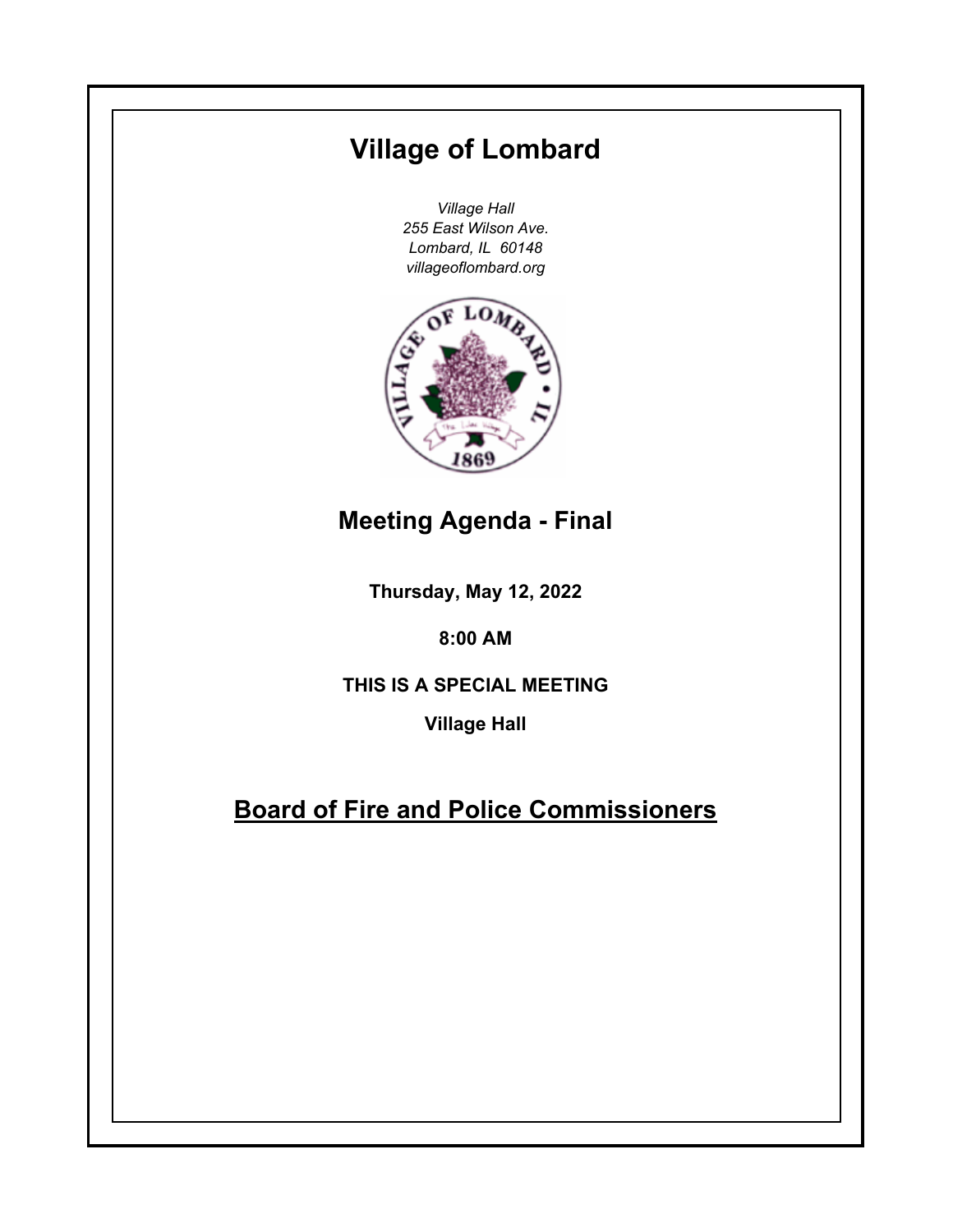# Village of Lombard

*Village Hall*
*255 East Wilson Ave.*
*Lombard, IL 60148*
*villageoflombard.org*

## Meeting Agenda - Final

**Thursday, May 12, 2022**

**8:00 AM**

**THIS IS A SPECIAL MEETING**

**Village Hall**

## Board of Fire and Police Commissioners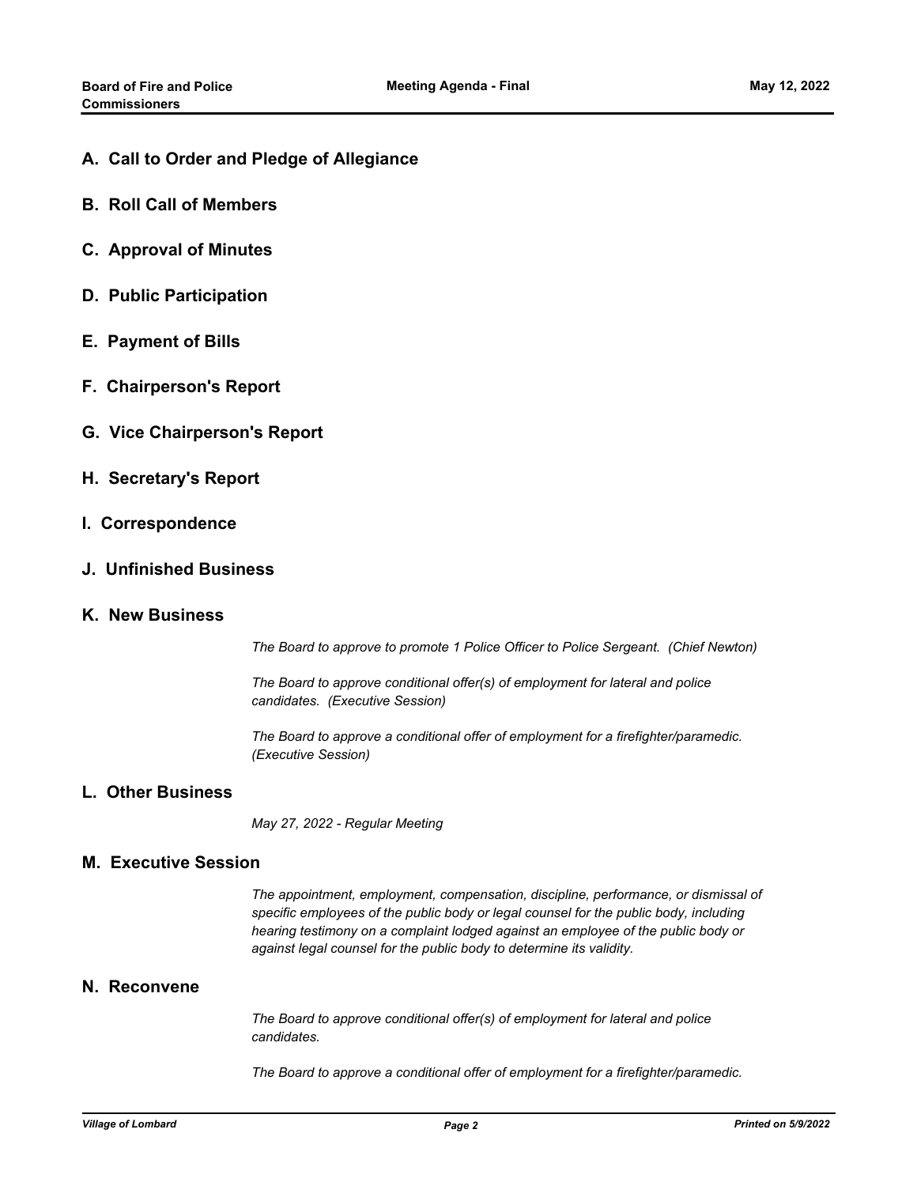## A. Call to Order and Pledge of Allegiance

## B. Roll Call of Members

## C. Approval of Minutes

## D. Public Participation

## E. Payment of Bills

## F. Chairperson's Report

## G. Vice Chairperson's Report

## H. Secretary's Report

## I. Correspondence

## J. Unfinished Business

## K. New Business

*The Board to approve to promote 1 Police Officer to Police Sergeant. (Chief Newton)*

*The Board to approve conditional offer(s) of employment for lateral and police candidates. (Executive Session)*

*The Board to approve a conditional offer of employment for a firefighter/paramedic. (Executive Session)*

## L. Other Business

*May 27, 2022 - Regular Meeting*

## M. Executive Session

*The appointment, employment, compensation, discipline, performance, or dismissal of specific employees of the public body or legal counsel for the public body, including hearing testimony on a complaint lodged against an employee of the public body or against legal counsel for the public body to determine its validity.*

## N. Reconvene

*The Board to approve conditional offer(s) of employment for lateral and police candidates.*

*The Board to approve a conditional offer of employment for a firefighter/paramedic.*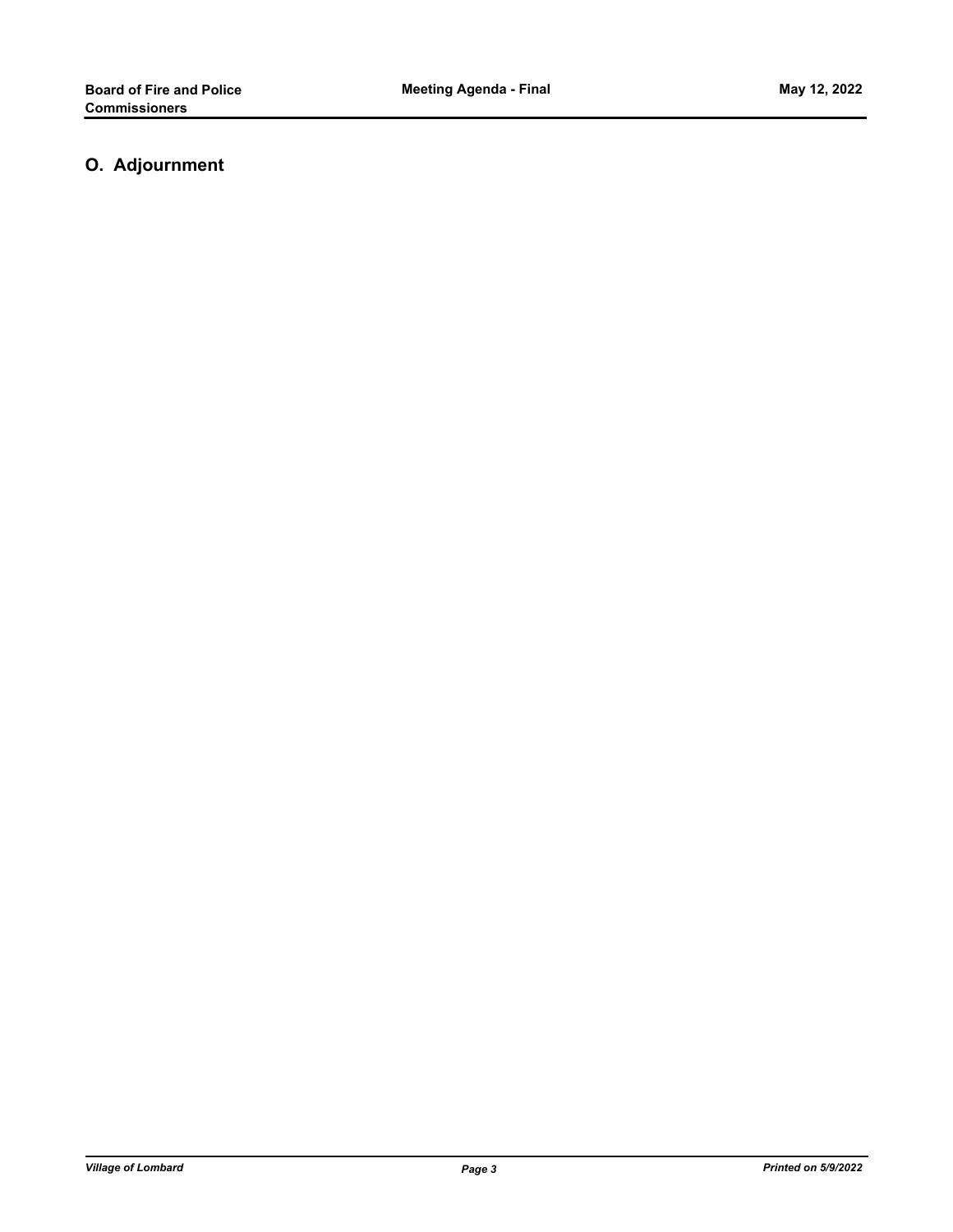## O. Adjournment